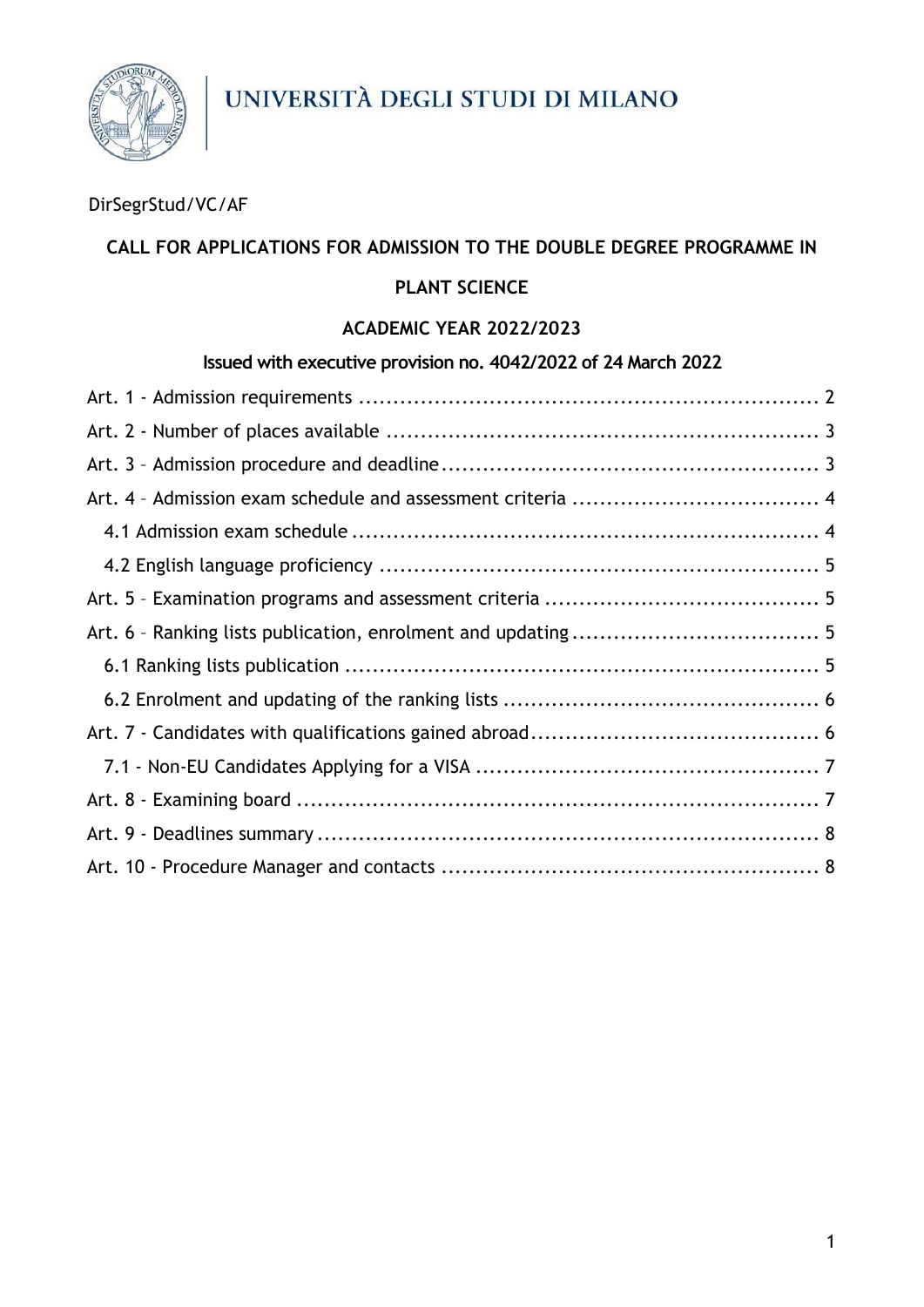UNIVERSITÀ DEGLI STUDI DI MILANO

DirSegrStud/VC/AF

# CALL FOR APPLICATIONS FOR ADMISSION TO THE DOUBLE DEGREE PROGRAMME IN PLANT SCIENCE

## ACADEMIC YEAR 2022/2023

**Issued with executive provision no. 4042/2022 of 24 March 2022**

- Art. 1 - Admission requirements ..... 2
- Art. 2 - Number of places available ..... 3
- Art. 3 – Admission procedure and deadline ..... 3
- Art. 4 – Admission exam schedule and assessment criteria ..... 4
  - 4.1 Admission exam schedule ..... 4
  - 4.2 English language proficiency ..... 5
- Art. 5 – Examination programs and assessment criteria ..... 5
- Art. 6 – Ranking lists publication, enrolment and updating ..... 5
  - 6.1 Ranking lists publication ..... 5
  - 6.2 Enrolment and updating of the ranking lists ..... 6
- Art. 7 - Candidates with qualifications gained abroad ..... 6
  - 7.1 - Non-EU Candidates Applying for a VISA ..... 7
- Art. 8 - Examining board ..... 7
- Art. 9 - Deadlines summary ..... 8
- Art. 10 - Procedure Manager and contacts ..... 8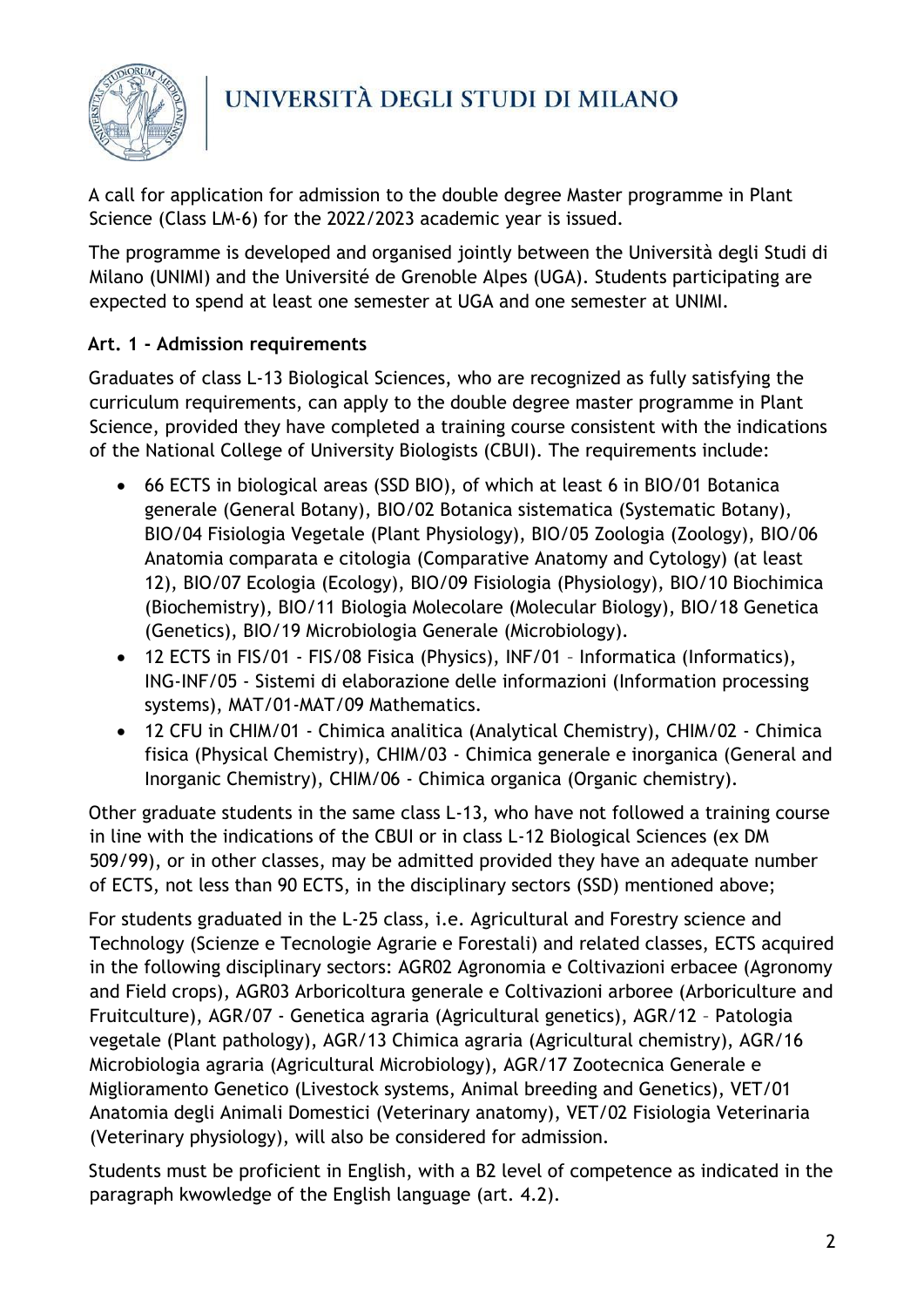A call for application for admission to the double degree Master programme in Plant Science (Class LM-6) for the 2022/2023 academic year is issued.

The programme is developed and organised jointly between the Università degli Studi di Milano (UNIMI) and the Université de Grenoble Alpes (UGA). Students participating are expected to spend at least one semester at UGA and one semester at UNIMI.

**Art. 1 - Admission requirements**

Graduates of class L-13 Biological Sciences, who are recognized as fully satisfying the curriculum requirements, can apply to the double degree master programme in Plant Science, provided they have completed a training course consistent with the indications of the National College of University Biologists (CBUI). The requirements include:

- 66 ECTS in biological areas (SSD BIO), of which at least 6 in BIO/01 Botanica generale (General Botany), BIO/02 Botanica sistematica (Systematic Botany), BIO/04 Fisiologia Vegetale (Plant Physiology), BIO/05 Zoologia (Zoology), BIO/06 Anatomia comparata e citologia (Comparative Anatomy and Cytology) (at least 12), BIO/07 Ecologia (Ecology), BIO/09 Fisiologia (Physiology), BIO/10 Biochimica (Biochemistry), BIO/11 Biologia Molecolare (Molecular Biology), BIO/18 Genetica (Genetics), BIO/19 Microbiologia Generale (Microbiology).
- 12 ECTS in FIS/01 - FIS/08 Fisica (Physics), INF/01 – Informatica (Informatics), ING-INF/05 - Sistemi di elaborazione delle informazioni (Information processing systems), MAT/01-MAT/09 Mathematics.
- 12 CFU in CHIM/01 - Chimica analitica (Analytical Chemistry), CHIM/02 - Chimica fisica (Physical Chemistry), CHIM/03 - Chimica generale e inorganica (General and Inorganic Chemistry), CHIM/06 - Chimica organica (Organic chemistry).

Other graduate students in the same class L-13, who have not followed a training course in line with the indications of the CBUI or in class L-12 Biological Sciences (ex DM 509/99), or in other classes, may be admitted provided they have an adequate number of ECTS, not less than 90 ECTS, in the disciplinary sectors (SSD) mentioned above;

For students graduated in the L-25 class, i.e. Agricultural and Forestry science and Technology (Scienze e Tecnologie Agrarie e Forestali) and related classes, ECTS acquired in the following disciplinary sectors: AGR02 Agronomia e Coltivazioni erbacee (Agronomy and Field crops), AGR03 Arboricoltura generale e Coltivazioni arboree (Arboriculture and Fruitculture), AGR/07 - Genetica agraria (Agricultural genetics), AGR/12 – Patologia vegetale (Plant pathology), AGR/13 Chimica agraria (Agricultural chemistry), AGR/16 Microbiologia agraria (Agricultural Microbiology), AGR/17 Zootecnica Generale e Miglioramento Genetico (Livestock systems, Animal breeding and Genetics), VET/01 Anatomia degli Animali Domestici (Veterinary anatomy), VET/02 Fisiologia Veterinaria (Veterinary physiology), will also be considered for admission.

Students must be proficient in English, with a B2 level of competence as indicated in the paragraph kwowledge of the English language (art. 4.2).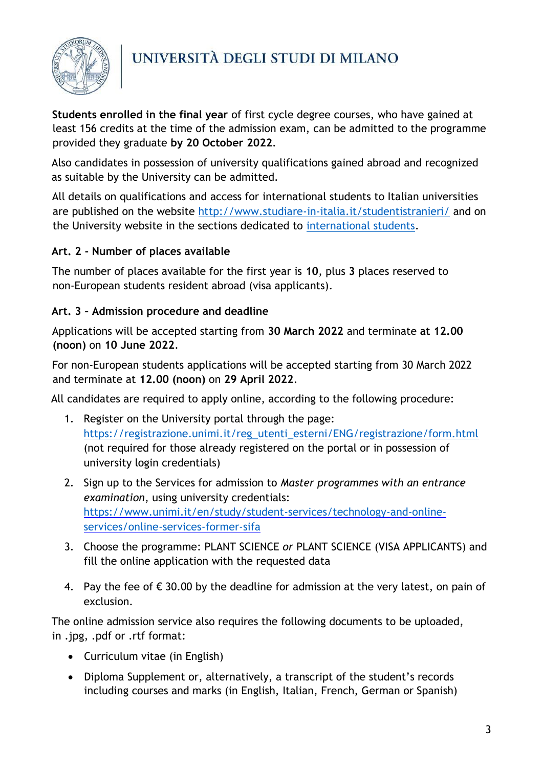**Students enrolled in the final year** of first cycle degree courses, who have gained at least 156 credits at the time of the admission exam, can be admitted to the programme provided they graduate **by 20 October 2022**.

Also candidates in possession of university qualifications gained abroad and recognized as suitable by the University can be admitted.

All details on qualifications and access for international students to Italian universities are published on the website [http://www.studiare-in-italia.it/studentistranieri/](http://www.studiare-in-italia.it/studentistranieri/) and on the University website in the sections dedicated to [international students](#).

### Art. 2 - Number of places available

The number of places available for the first year is **10**, plus **3** places reserved to non-European students resident abroad (visa applicants).

### Art. 3 – Admission procedure and deadline

Applications will be accepted starting from **30 March 2022** and terminate **at 12.00 (noon)** on **10 June 2022**.

For non-European students applications will be accepted starting from 30 March 2022 and terminate at **12.00 (noon)** on **29 April 2022**.

All candidates are required to apply online, according to the following procedure:

1. Register on the University portal through the page: [https://registrazione.unimi.it/reg_utenti_esterni/ENG/registrazione/form.html](https://registrazione.unimi.it/reg_utenti_esterni/ENG/registrazione/form.html) (not required for those already registered on the portal or in possession of university login credentials)
2. Sign up to the Services for admission to *Master programmes with an entrance examination*, using university credentials: [https://www.unimi.it/en/study/student-services/technology-and-online-services/online-services-former-sifa](https://www.unimi.it/en/study/student-services/technology-and-online-services/online-services-former-sifa)
3. Choose the programme: PLANT SCIENCE *or* PLANT SCIENCE (VISA APPLICANTS) and fill the online application with the requested data
4. Pay the fee of € 30.00 by the deadline for admission at the very latest, on pain of exclusion.

The online admission service also requires the following documents to be uploaded, in .jpg, .pdf or .rtf format:

- Curriculum vitae (in English)
- Diploma Supplement or, alternatively, a transcript of the student's records including courses and marks (in English, Italian, French, German or Spanish)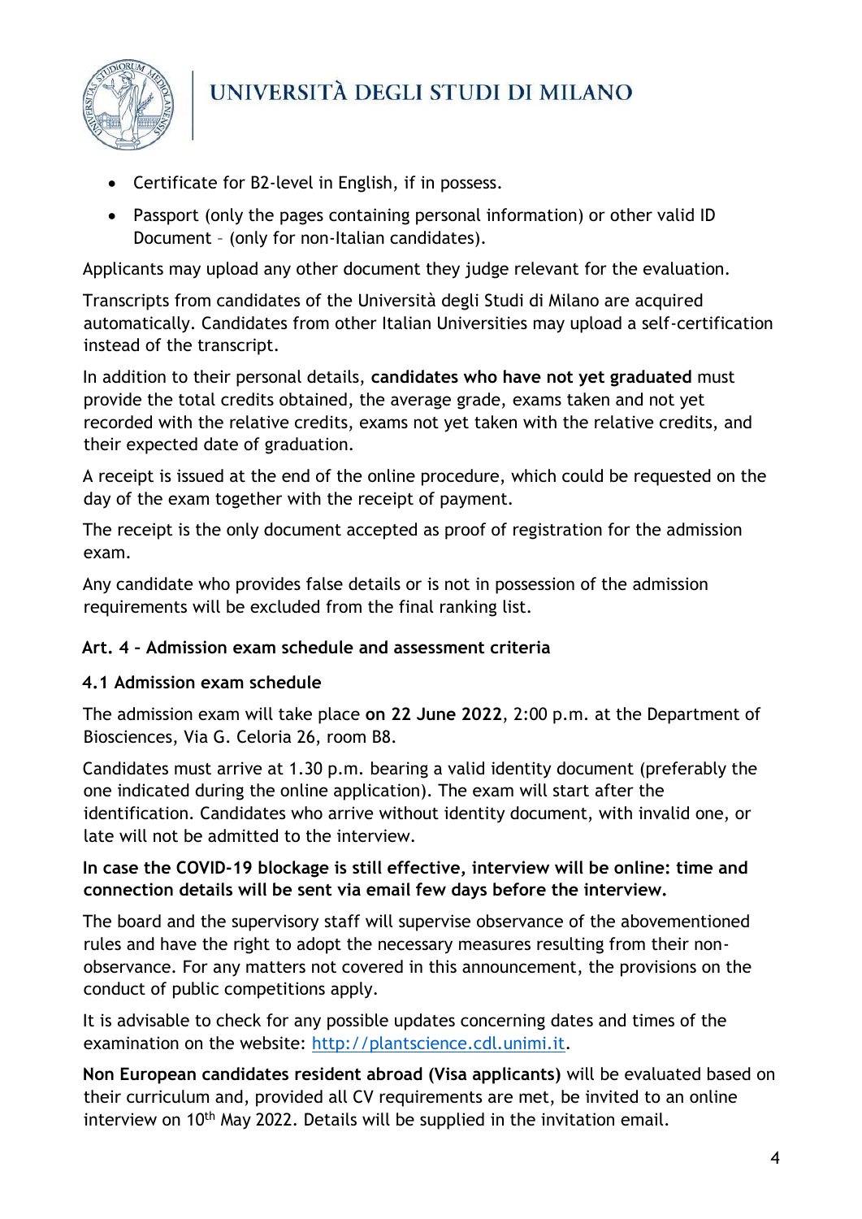- Certificate for B2-level in English, if in possess.
- Passport (only the pages containing personal information) or other valid ID Document – (only for non-Italian candidates).

Applicants may upload any other document they judge relevant for the evaluation.

Transcripts from candidates of the Università degli Studi di Milano are acquired automatically. Candidates from other Italian Universities may upload a self-certification instead of the transcript.

In addition to their personal details, **candidates who have not yet graduated** must provide the total credits obtained, the average grade, exams taken and not yet recorded with the relative credits, exams not yet taken with the relative credits, and their expected date of graduation.

A receipt is issued at the end of the online procedure, which could be requested on the day of the exam together with the receipt of payment.

The receipt is the only document accepted as proof of registration for the admission exam.

Any candidate who provides false details or is not in possession of the admission requirements will be excluded from the final ranking list.

## Art. 4 – Admission exam schedule and assessment criteria

### 4.1 Admission exam schedule

The admission exam will take place **on 22 June 2022**, 2:00 p.m. at the Department of Biosciences, Via G. Celoria 26, room B8.

Candidates must arrive at 1.30 p.m. bearing a valid identity document (preferably the one indicated during the online application). The exam will start after the identification. Candidates who arrive without identity document, with invalid one, or late will not be admitted to the interview.

**In case the COVID-19 blockage is still effective, interview will be online: time and connection details will be sent via email few days before the interview.**

The board and the supervisory staff will supervise observance of the abovementioned rules and have the right to adopt the necessary measures resulting from their non-observance. For any matters not covered in this announcement, the provisions on the conduct of public competitions apply.

It is advisable to check for any possible updates concerning dates and times of the examination on the website: http://plantscience.cdl.unimi.it.

**Non European candidates resident abroad (Visa applicants)** will be evaluated based on their curriculum and, provided all CV requirements are met, be invited to an online interview on 10th May 2022. Details will be supplied in the invitation email.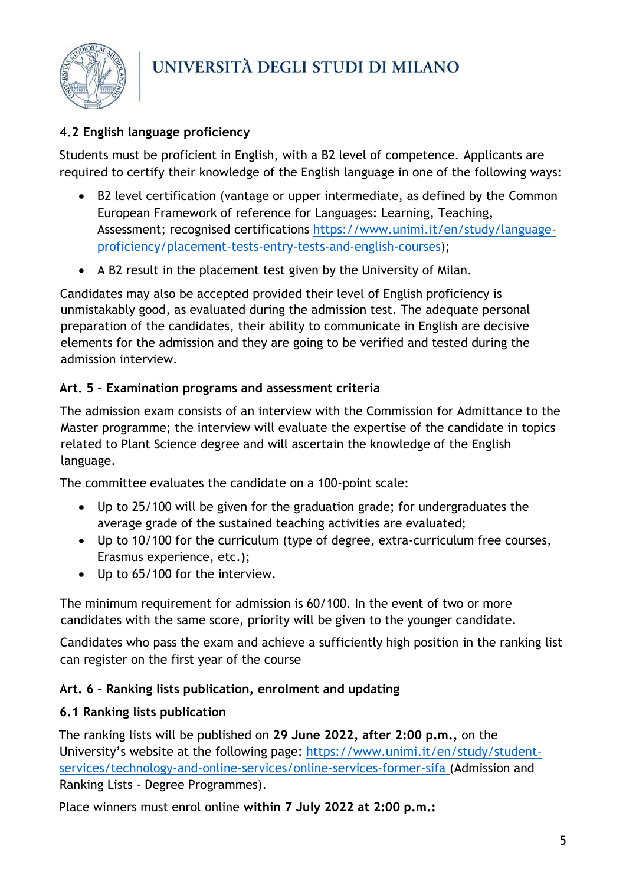### 4.2 English language proficiency

Students must be proficient in English, with a B2 level of competence. Applicants are required to certify their knowledge of the English language in one of the following ways:

- B2 level certification (vantage or upper intermediate, as defined by the Common European Framework of reference for Languages: Learning, Teaching, Assessment; recognised certifications [https://www.unimi.it/en/study/language-proficiency/placement-tests-entry-tests-and-english-courses](https://www.unimi.it/en/study/language-proficiency/placement-tests-entry-tests-and-english-courses));
- A B2 result in the placement test given by the University of Milan.

Candidates may also be accepted provided their level of English proficiency is unmistakably good, as evaluated during the admission test. The adequate personal preparation of the candidates, their ability to communicate in English are decisive elements for the admission and they are going to be verified and tested during the admission interview.

## Art. 5 – Examination programs and assessment criteria

The admission exam consists of an interview with the Commission for Admittance to the Master programme; the interview will evaluate the expertise of the candidate in topics related to Plant Science degree and will ascertain the knowledge of the English language.

The committee evaluates the candidate on a 100-point scale:

- Up to 25/100 will be given for the graduation grade; for undergraduates the average grade of the sustained teaching activities are evaluated;
- Up to 10/100 for the curriculum (type of degree, extra-curriculum free courses, Erasmus experience, etc.);
- Up to 65/100 for the interview.

The minimum requirement for admission is 60/100. In the event of two or more candidates with the same score, priority will be given to the younger candidate.

Candidates who pass the exam and achieve a sufficiently high position in the ranking list can register on the first year of the course

## Art. 6 – Ranking lists publication, enrolment and updating

### 6.1 Ranking lists publication

The ranking lists will be published on **29 June 2022, after 2:00 p.m.,** on the University's website at the following page: [https://www.unimi.it/en/study/student-services/technology-and-online-services/online-services-former-sifa](https://www.unimi.it/en/study/student-services/technology-and-online-services/online-services-former-sifa) (Admission and Ranking Lists - Degree Programmes).

Place winners must enrol online **within 7 July 2022 at 2:00 p.m.:**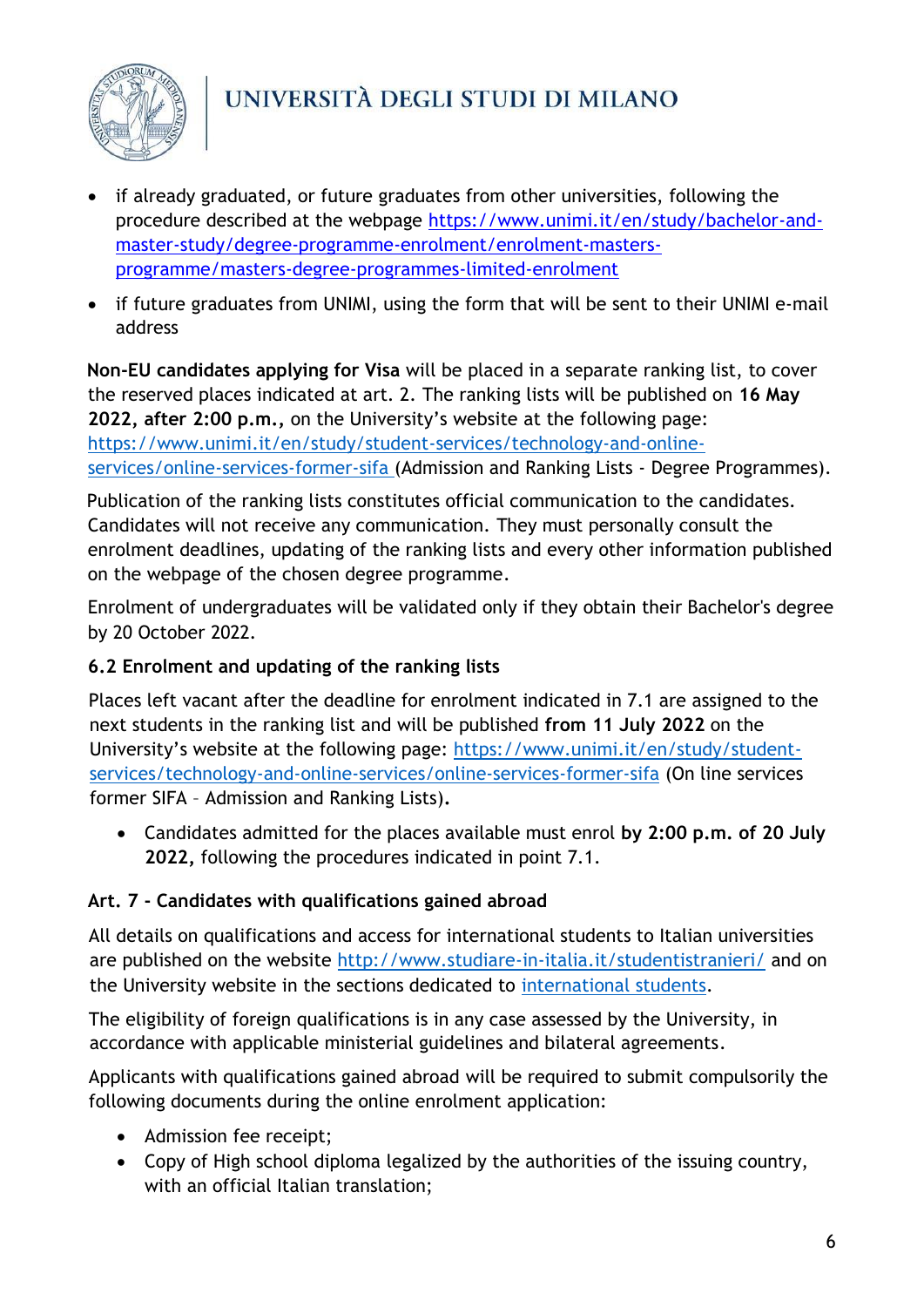- if already graduated, or future graduates from other universities, following the procedure described at the webpage https://www.unimi.it/en/study/bachelor-and-master-study/degree-programme-enrolment/enrolment-masters-programme/masters-degree-programmes-limited-enrolment
- if future graduates from UNIMI, using the form that will be sent to their UNIMI e-mail address

**Non-EU candidates applying for Visa** will be placed in a separate ranking list, to cover the reserved places indicated at art. 2. The ranking lists will be published on **16 May 2022, after 2:00 p.m.,** on the University's website at the following page: https://www.unimi.it/en/study/student-services/technology-and-online-services/online-services-former-sifa (Admission and Ranking Lists - Degree Programmes).

Publication of the ranking lists constitutes official communication to the candidates. Candidates will not receive any communication. They must personally consult the enrolment deadlines, updating of the ranking lists and every other information published on the webpage of the chosen degree programme.

Enrolment of undergraduates will be validated only if they obtain their Bachelor's degree by 20 October 2022.

### 6.2 Enrolment and updating of the ranking lists

Places left vacant after the deadline for enrolment indicated in 7.1 are assigned to the next students in the ranking list and will be published **from 11 July 2022** on the University's website at the following page: https://www.unimi.it/en/study/student-services/technology-and-online-services/online-services-former-sifa (On line services former SIFA – Admission and Ranking Lists).

- Candidates admitted for the places available must enrol **by 2:00 p.m. of 20 July 2022,** following the procedures indicated in point 7.1.

## Art. 7 - Candidates with qualifications gained abroad

All details on qualifications and access for international students to Italian universities are published on the website http://www.studiare-in-italia.it/studentistranieri/ and on the University website in the sections dedicated to international students.

The eligibility of foreign qualifications is in any case assessed by the University, in accordance with applicable ministerial guidelines and bilateral agreements.

Applicants with qualifications gained abroad will be required to submit compulsorily the following documents during the online enrolment application:

- Admission fee receipt;
- Copy of High school diploma legalized by the authorities of the issuing country, with an official Italian translation;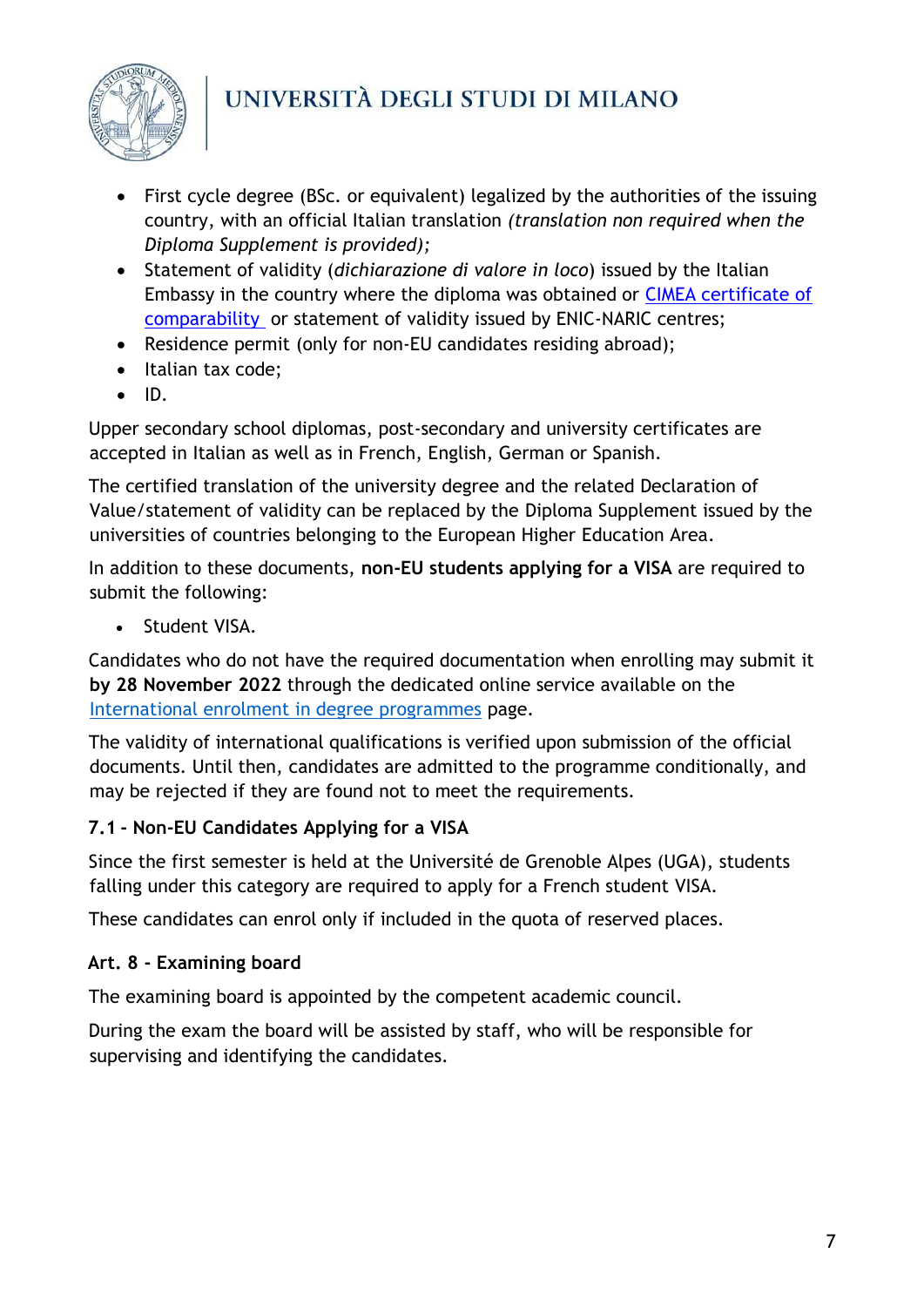- First cycle degree (BSc. or equivalent) legalized by the authorities of the issuing country, with an official Italian translation *(translation non required when the Diploma Supplement is provided);*
- Statement of validity (*dichiarazione di valore in loco*) issued by the Italian Embassy in the country where the diploma was obtained or [CIMEA certificate of comparability](#) or statement of validity issued by ENIC-NARIC centres;
- Residence permit (only for non-EU candidates residing abroad);
- Italian tax code;
- ID.

Upper secondary school diplomas, post-secondary and university certificates are accepted in Italian as well as in French, English, German or Spanish.

The certified translation of the university degree and the related Declaration of Value/statement of validity can be replaced by the Diploma Supplement issued by the universities of countries belonging to the European Higher Education Area.

In addition to these documents, **non-EU students applying for a VISA** are required to submit the following:

- Student VISA.

Candidates who do not have the required documentation when enrolling may submit it **by 28 November 2022** through the dedicated online service available on the [International enrolment in degree programmes](#) page.

The validity of international qualifications is verified upon submission of the official documents. Until then, candidates are admitted to the programme conditionally, and may be rejected if they are found not to meet the requirements.

### 7.1 - Non-EU Candidates Applying for a VISA

Since the first semester is held at the Université de Grenoble Alpes (UGA), students falling under this category are required to apply for a French student VISA.

These candidates can enrol only if included in the quota of reserved places.

## Art. 8 - Examining board

The examining board is appointed by the competent academic council.

During the exam the board will be assisted by staff, who will be responsible for supervising and identifying the candidates.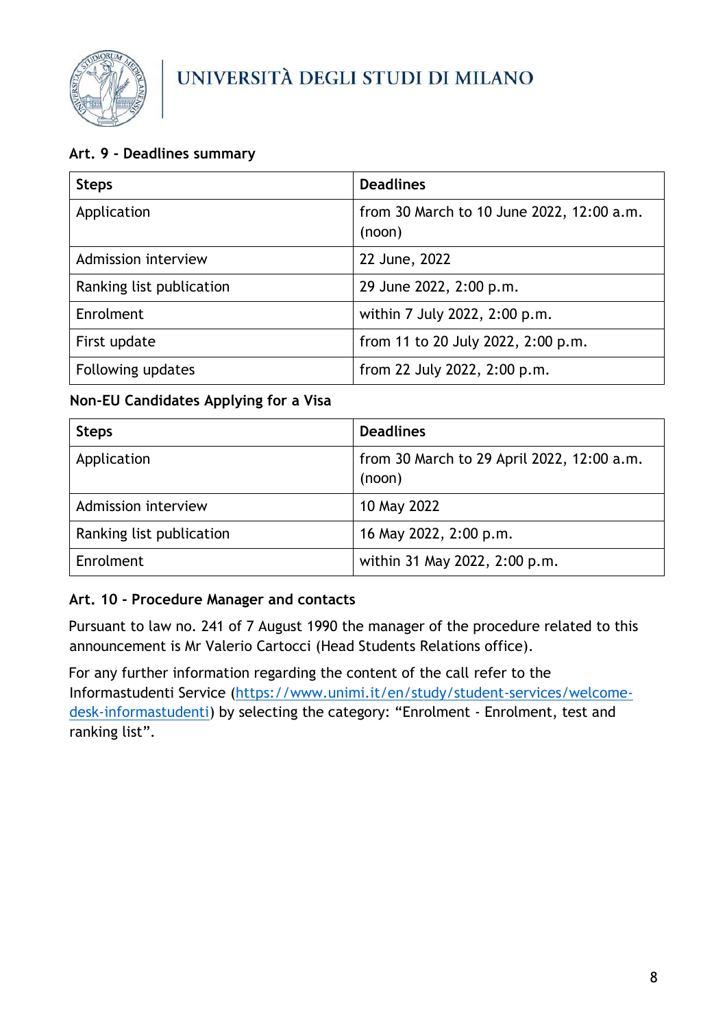## Art. 9 - Deadlines summary

| Steps | Deadlines |
|---|---|
| Application | from 30 March to 10 June 2022, 12:00 a.m. (noon) |
| Admission interview | 22 June, 2022 |
| Ranking list publication | 29 June 2022, 2:00 p.m. |
| Enrolment | within 7 July 2022, 2:00 p.m. |
| First update | from 11 to 20 July 2022, 2:00 p.m. |
| Following updates | from 22 July 2022, 2:00 p.m. |

**Non-EU Candidates Applying for a Visa**

| Steps | Deadlines |
|---|---|
| Application | from 30 March to 29 April 2022, 12:00 a.m. (noon) |
| Admission interview | 10 May 2022 |
| Ranking list publication | 16 May 2022, 2:00 p.m. |
| Enrolment | within 31 May 2022, 2:00 p.m. |

## Art. 10 - Procedure Manager and contacts

Pursuant to law no. 241 of 7 August 1990 the manager of the procedure related to this announcement is Mr Valerio Cartocci (Head Students Relations office).

For any further information regarding the content of the call refer to the Informastudenti Service (https://www.unimi.it/en/study/student-services/welcome-desk-informastudenti) by selecting the category: "Enrolment - Enrolment, test and ranking list".